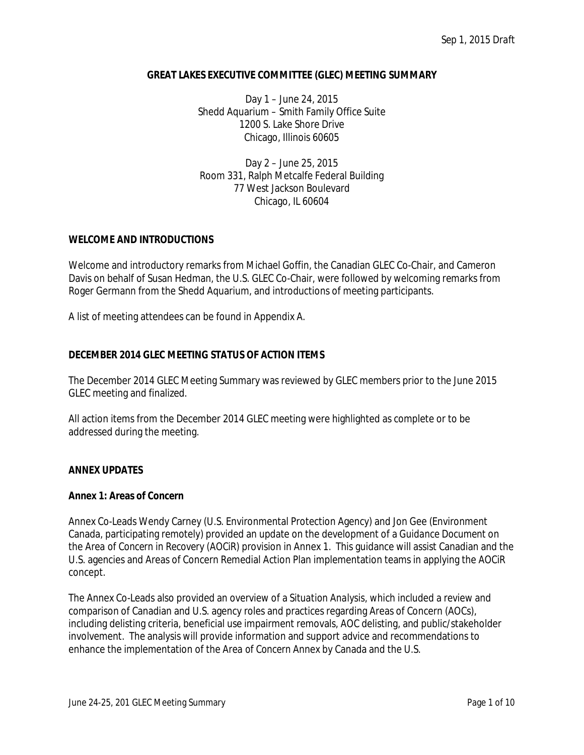Sep 1, 2015 Draft

# GREAT LAKES EXECUTIVE COMMITTEE (GLEC) MEETING SUMMARY

Day 1 – June 24, 2015
Shedd Aquarium – Smith Family Office Suite
1200 S. Lake Shore Drive
Chicago, Illinois 60605

Day 2 – June 25, 2015
Room 331, Ralph Metcalfe Federal Building
77 West Jackson Boulevard
Chicago, IL 60604

## WELCOME AND INTRODUCTIONS

Welcome and introductory remarks from Michael Goffin, the Canadian GLEC Co-Chair, and Cameron Davis on behalf of Susan Hedman, the U.S. GLEC Co-Chair, were followed by welcoming remarks from Roger Germann from the Shedd Aquarium, and introductions of meeting participants.

A list of meeting attendees can be found in Appendix A.

## DECEMBER 2014 GLEC MEETING STATUS OF ACTION ITEMS

The December 2014 GLEC Meeting Summary was reviewed by GLEC members prior to the June 2015 GLEC meeting and finalized.

All action items from the December 2014 GLEC meeting were highlighted as complete or to be addressed during the meeting.

## ANNEX UPDATES

### Annex 1: Areas of Concern

Annex Co-Leads Wendy Carney (U.S. Environmental Protection Agency) and Jon Gee (Environment Canada, participating remotely) provided an update on the development of a Guidance Document on the Area of Concern in Recovery (AOCiR) provision in Annex 1. This guidance will assist Canadian and the U.S. agencies and Areas of Concern Remedial Action Plan implementation teams in applying the AOCiR concept.

The Annex Co-Leads also provided an overview of a *Situation Analysis*, which included a review and comparison of Canadian and U.S. agency roles and practices regarding Areas of Concern (AOCs), including delisting criteria, beneficial use impairment removals, AOC delisting, and public/stakeholder involvement. The analysis will provide information and support advice and recommendations to enhance the implementation of the Area of Concern Annex by Canada and the U.S.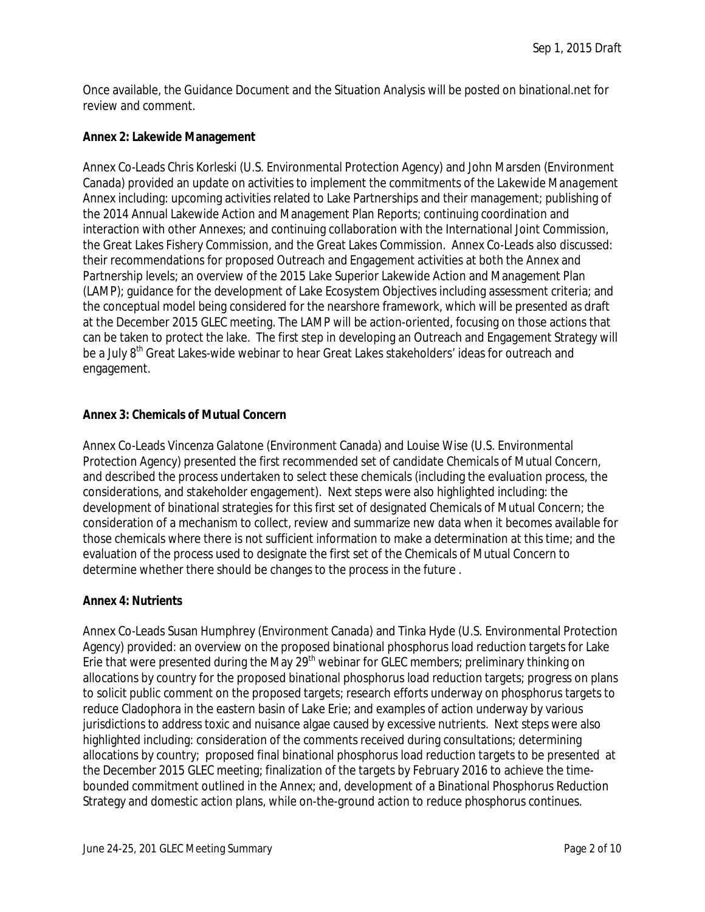Once available, the Guidance Document and the Situation Analysis will be posted on binational.net for review and comment.

**Annex 2: Lakewide Management**

Annex Co-Leads Chris Korleski (U.S. Environmental Protection Agency) and John Marsden (Environment Canada) provided an update on activities to implement the commitments of the *Lakewide Management* Annex including: upcoming activities related to Lake Partnerships and their management; publishing of the 2014 Annual Lakewide Action and Management Plan Reports; continuing coordination and interaction with other Annexes; and continuing collaboration with the International Joint Commission, the Great Lakes Fishery Commission, and the Great Lakes Commission. Annex Co-Leads also discussed: their recommendations for proposed Outreach and Engagement activities at both the Annex and Partnership levels; an overview of the 2015 Lake Superior Lakewide Action and Management Plan (LAMP); guidance for the development of Lake Ecosystem Objectives including assessment criteria; and the conceptual model being considered for the nearshore framework, which will be presented as draft at the December 2015 GLEC meeting. The LAMP will be action-oriented, focusing on those actions that can be taken to protect the lake. The first step in developing an Outreach and Engagement Strategy will be a July 8th Great Lakes-wide webinar to hear Great Lakes stakeholders' ideas for outreach and engagement.

**Annex 3: Chemicals of Mutual Concern**

Annex Co-Leads Vincenza Galatone (Environment Canada) and Louise Wise (U.S. Environmental Protection Agency) presented the first recommended set of candidate Chemicals of Mutual Concern, and described the process undertaken to select these chemicals (including the evaluation process, the considerations, and stakeholder engagement). Next steps were also highlighted including: the development of binational strategies for this first set of designated Chemicals of Mutual Concern; the consideration of a mechanism to collect, review and summarize new data when it becomes available for those chemicals where there is not sufficient information to make a determination at this time; and the evaluation of the process used to designate the first set of the Chemicals of Mutual Concern to determine whether there should be changes to the process in the future .

**Annex 4: Nutrients**

Annex Co-Leads Susan Humphrey (Environment Canada) and Tinka Hyde (U.S. Environmental Protection Agency) provided: an overview on the proposed binational phosphorus load reduction targets for Lake Erie that were presented during the May 29th webinar for GLEC members; preliminary thinking on allocations by country for the proposed binational phosphorus load reduction targets; progress on plans to solicit public comment on the proposed targets; research efforts underway on phosphorus targets to reduce Cladophora in the eastern basin of Lake Erie; and examples of action underway by various jurisdictions to address toxic and nuisance algae caused by excessive nutrients. Next steps were also highlighted including: consideration of the comments received during consultations; determining allocations by country; proposed final binational phosphorus load reduction targets to be presented at the December 2015 GLEC meeting; finalization of the targets by February 2016 to achieve the time-bounded commitment outlined in the Annex; and, development of a Binational Phosphorus Reduction Strategy and domestic action plans, while on-the-ground action to reduce phosphorus continues.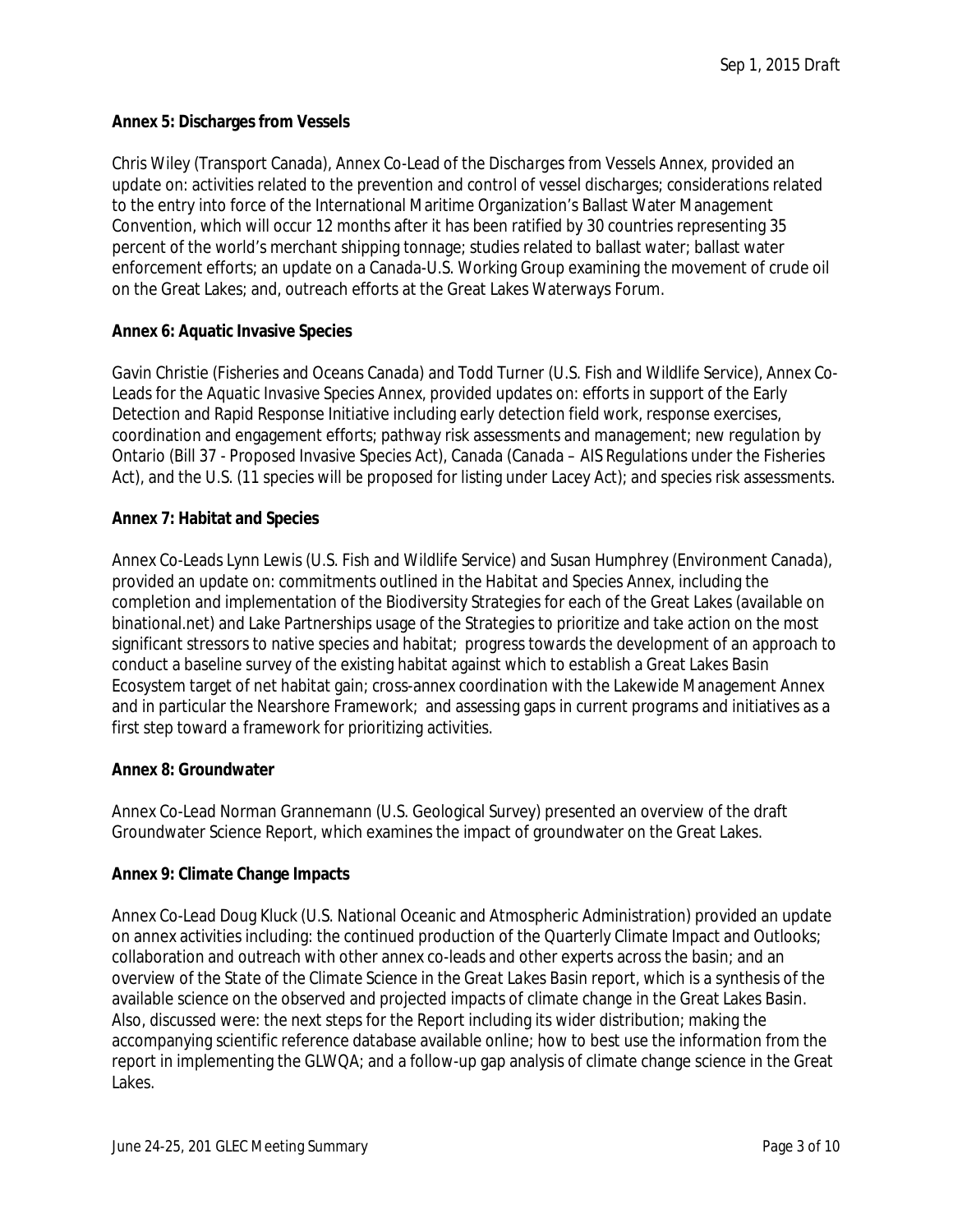**Annex 5: Discharges from Vessels**

Chris Wiley (Transport Canada), Annex Co-Lead of the *Discharges from Vessels* Annex, provided an update on: activities related to the prevention and control of vessel discharges; considerations related to the entry into force of the International Maritime Organization's Ballast Water Management Convention, which will occur 12 months after it has been ratified by 30 countries representing 35 percent of the world's merchant shipping tonnage; studies related to ballast water; ballast water enforcement efforts; an update on a Canada-U.S. Working Group examining the movement of crude oil on the Great Lakes; and, outreach efforts at the Great Lakes Waterways Forum.

**Annex 6: Aquatic Invasive Species**

Gavin Christie (Fisheries and Oceans Canada) and Todd Turner (U.S. Fish and Wildlife Service), Annex Co-Leads for the *Aquatic Invasive Species* Annex, provided updates on: efforts in support of the Early Detection and Rapid Response Initiative including early detection field work, response exercises, coordination and engagement efforts; pathway risk assessments and management; new regulation by Ontario (Bill 37 - Proposed Invasive Species Act), Canada (Canada – AIS Regulations under the Fisheries Act), and the U.S. (11 species will be proposed for listing under Lacey Act); and species risk assessments.

**Annex 7: Habitat and Species**

Annex Co-Leads Lynn Lewis (U.S. Fish and Wildlife Service) and Susan Humphrey (Environment Canada), provided an update on: commitments outlined in the *Habitat and Species* Annex, including the completion and implementation of the Biodiversity Strategies for each of the Great Lakes (available on binational.net) and Lake Partnerships usage of the Strategies to prioritize and take action on the most significant stressors to native species and habitat; progress towards the development of an approach to conduct a baseline survey of the existing habitat against which to establish a Great Lakes Basin Ecosystem target of net habitat gain; cross-annex coordination with the Lakewide Management Annex and in particular the Nearshore Framework; and assessing gaps in current programs and initiatives as a first step toward a framework for prioritizing activities.

**Annex 8: Groundwater**

Annex Co-Lead Norman Grannemann (U.S. Geological Survey) presented an overview of the draft Groundwater Science Report, which examines the impact of groundwater on the Great Lakes.

**Annex 9: Climate Change Impacts**

Annex Co-Lead Doug Kluck (U.S. National Oceanic and Atmospheric Administration) provided an update on annex activities including: the continued production of the Quarterly Climate Impact and Outlooks; collaboration and outreach with other annex co-leads and other experts across the basin; and an overview of the *State of the Climate Science in the Great Lakes Basin* report, which is a synthesis of the available science on the observed and projected impacts of climate change in the Great Lakes Basin. Also, discussed were: the next steps for the Report including its wider distribution; making the accompanying scientific reference database available online; how to best use the information from the report in implementing the GLWQA; and a follow-up gap analysis of climate change science in the Great Lakes.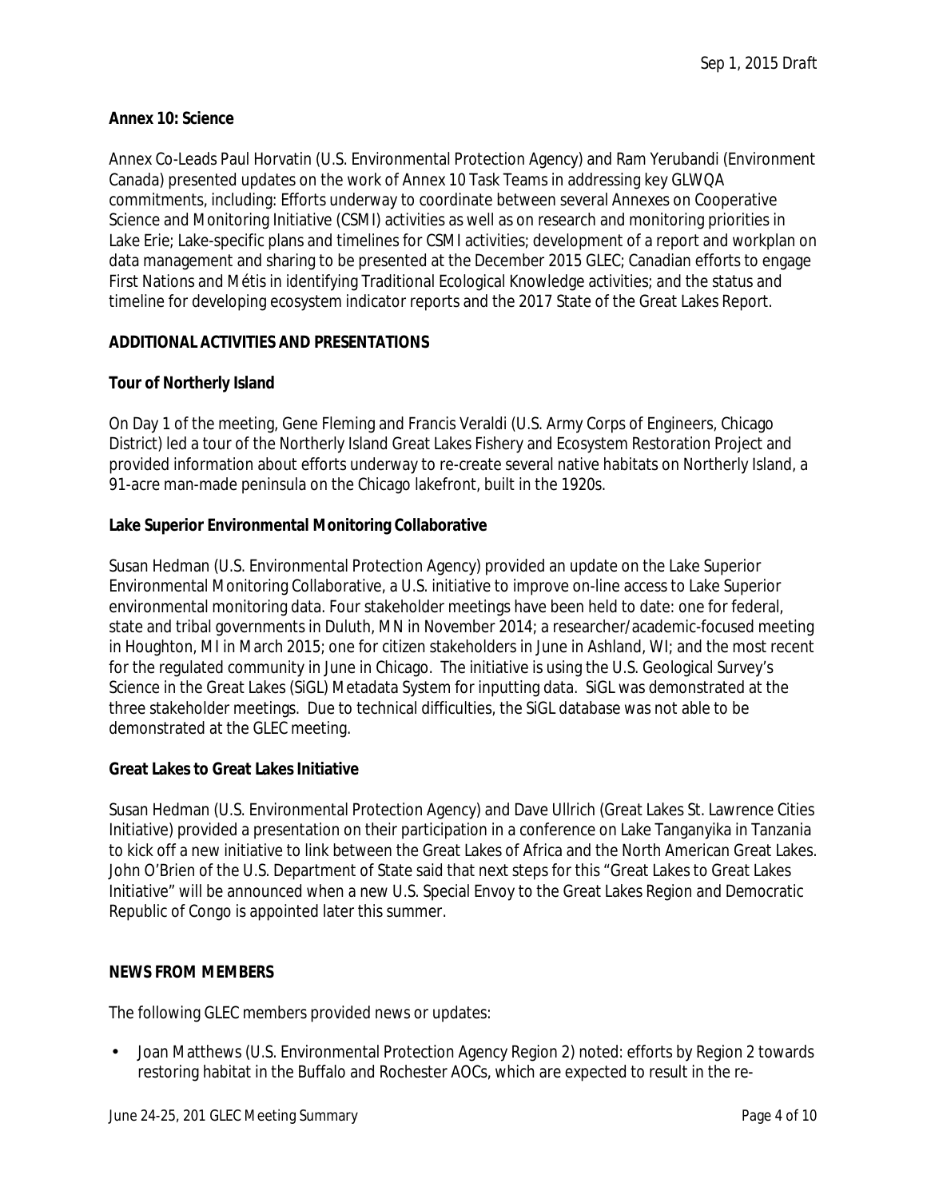**Annex 10: Science**

Annex Co-Leads Paul Horvatin (U.S. Environmental Protection Agency) and Ram Yerubandi (Environment Canada) presented updates on the work of Annex 10 Task Teams in addressing key GLWQA commitments, including: Efforts underway to coordinate between several Annexes on Cooperative Science and Monitoring Initiative (CSMI) activities as well as on research and monitoring priorities in Lake Erie; Lake-specific plans and timelines for CSMI activities; development of a report and workplan on data management and sharing to be presented at the December 2015 GLEC; Canadian efforts to engage First Nations and Métis in identifying Traditional Ecological Knowledge activities; and the status and timeline for developing ecosystem indicator reports and the 2017 State of the Great Lakes Report.

## ADDITIONAL ACTIVITIES AND PRESENTATIONS

**Tour of Northerly Island**

On Day 1 of the meeting, Gene Fleming and Francis Veraldi (U.S. Army Corps of Engineers, Chicago District) led a tour of the Northerly Island Great Lakes Fishery and Ecosystem Restoration Project and provided information about efforts underway to re-create several native habitats on Northerly Island, a 91-acre man-made peninsula on the Chicago lakefront, built in the 1920s.

**Lake Superior Environmental Monitoring Collaborative**

Susan Hedman (U.S. Environmental Protection Agency) provided an update on the Lake Superior Environmental Monitoring Collaborative, a U.S. initiative to improve on-line access to Lake Superior environmental monitoring data. Four stakeholder meetings have been held to date: one for federal, state and tribal governments in Duluth, MN in November 2014; a researcher/academic-focused meeting in Houghton, MI in March 2015; one for citizen stakeholders in June in Ashland, WI; and the most recent for the regulated community in June in Chicago. The initiative is using the U.S. Geological Survey's Science in the Great Lakes (SiGL) Metadata System for inputting data. SiGL was demonstrated at the three stakeholder meetings. Due to technical difficulties, the SiGL database was not able to be demonstrated at the GLEC meeting.

**Great Lakes to Great Lakes Initiative**

Susan Hedman (U.S. Environmental Protection Agency) and Dave Ullrich (Great Lakes St. Lawrence Cities Initiative) provided a presentation on their participation in a conference on Lake Tanganyika in Tanzania to kick off a new initiative to link between the Great Lakes of Africa and the North American Great Lakes. John O'Brien of the U.S. Department of State said that next steps for this "Great Lakes to Great Lakes Initiative" will be announced when a new U.S. Special Envoy to the Great Lakes Region and Democratic Republic of Congo is appointed later this summer.

## NEWS FROM MEMBERS

The following GLEC members provided news or updates:

- Joan Matthews (U.S. Environmental Protection Agency Region 2) noted: efforts by Region 2 towards restoring habitat in the Buffalo and Rochester AOCs, which are expected to result in the re-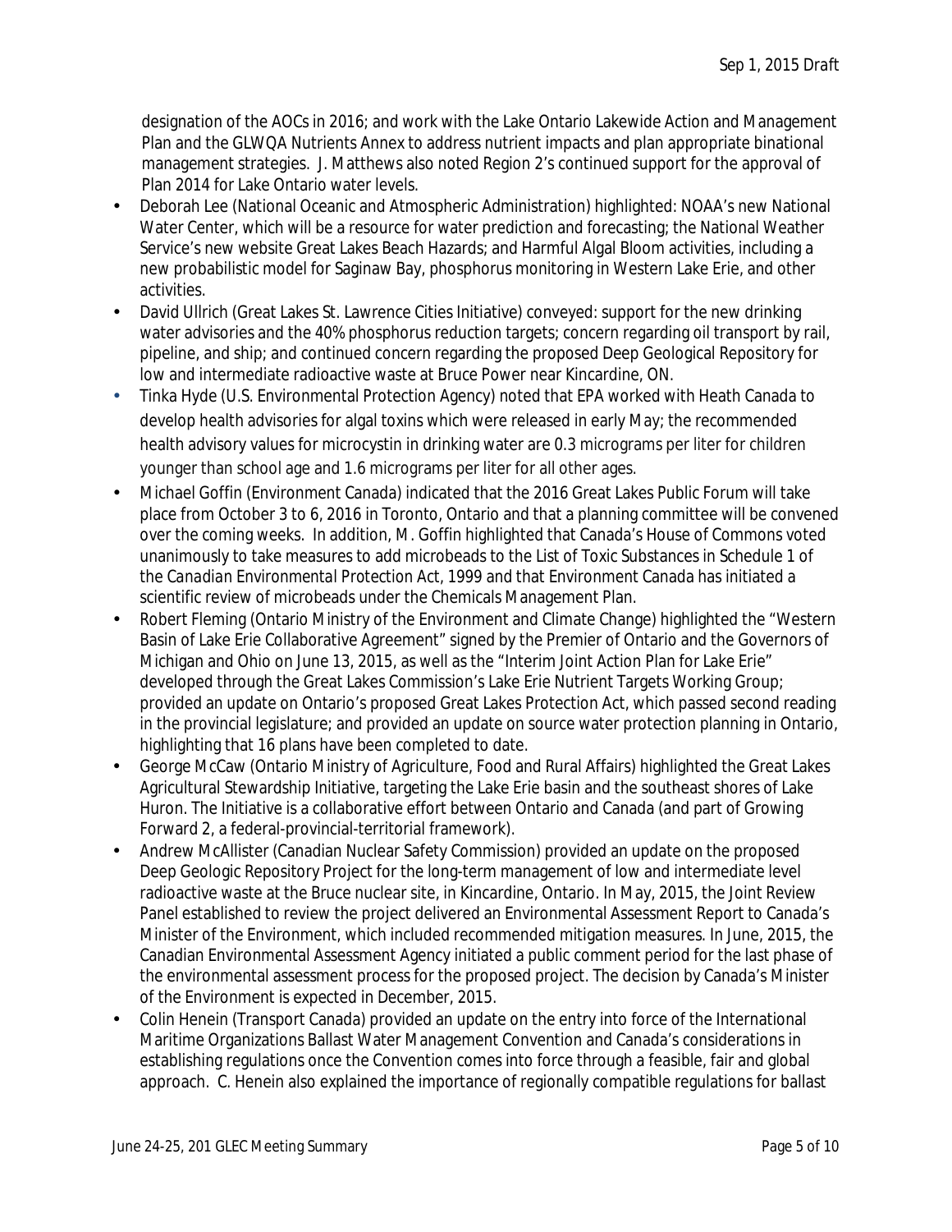designation of the AOCs in 2016; and work with the Lake Ontario Lakewide Action and Management Plan and the GLWQA Nutrients Annex to address nutrient impacts and plan appropriate binational management strategies. J. Matthews also noted Region 2's continued support for the approval of Plan 2014 for Lake Ontario water levels.

- Deborah Lee (National Oceanic and Atmospheric Administration) highlighted: NOAA's new National Water Center, which will be a resource for water prediction and forecasting; the National Weather Service's new website Great Lakes Beach Hazards; and Harmful Algal Bloom activities, including a new probabilistic model for Saginaw Bay, phosphorus monitoring in Western Lake Erie, and other activities.
- David Ullrich (Great Lakes St. Lawrence Cities Initiative) conveyed: support for the new drinking water advisories and the 40% phosphorus reduction targets; concern regarding oil transport by rail, pipeline, and ship; and continued concern regarding the proposed Deep Geological Repository for low and intermediate radioactive waste at Bruce Power near Kincardine, ON.
- Tinka Hyde (U.S. Environmental Protection Agency) noted that EPA worked with Heath Canada to develop health advisories for algal toxins which were released in early May; the recommended health advisory values for microcystin in drinking water are 0.3 micrograms per liter for children younger than school age and 1.6 micrograms per liter for all other ages.
- Michael Goffin (Environment Canada) indicated that the 2016 Great Lakes Public Forum will take place from October 3 to 6, 2016 in Toronto, Ontario and that a planning committee will be convened over the coming weeks. In addition, M. Goffin highlighted that Canada's House of Commons voted unanimously to take measures to add microbeads to the List of Toxic Substances in Schedule 1 of the *Canadian Environmental Protection Act, 1999* and that Environment Canada has initiated a scientific review of microbeads under the Chemicals Management Plan.
- Robert Fleming (Ontario Ministry of the Environment and Climate Change) highlighted the "Western Basin of Lake Erie Collaborative Agreement" signed by the Premier of Ontario and the Governors of Michigan and Ohio on June 13, 2015, as well as the "Interim Joint Action Plan for Lake Erie" developed through the Great Lakes Commission's Lake Erie Nutrient Targets Working Group; provided an update on Ontario's proposed Great Lakes Protection Act, which passed second reading in the provincial legislature; and provided an update on source water protection planning in Ontario, highlighting that 16 plans have been completed to date.
- George McCaw (Ontario Ministry of Agriculture, Food and Rural Affairs) highlighted the Great Lakes Agricultural Stewardship Initiative, targeting the Lake Erie basin and the southeast shores of Lake Huron. The Initiative is a collaborative effort between Ontario and Canada (and part of Growing Forward 2, a federal-provincial-territorial framework).
- Andrew McAllister (Canadian Nuclear Safety Commission) provided an update on the proposed Deep Geologic Repository Project for the long-term management of low and intermediate level radioactive waste at the Bruce nuclear site, in Kincardine, Ontario. In May, 2015, the Joint Review Panel established to review the project delivered an Environmental Assessment Report to Canada's Minister of the Environment, which included recommended mitigation measures. In June, 2015, the Canadian Environmental Assessment Agency initiated a public comment period for the last phase of the environmental assessment process for the proposed project. The decision by Canada's Minister of the Environment is expected in December, 2015.
- Colin Henein (Transport Canada) provided an update on the entry into force of the International Maritime Organizations Ballast Water Management Convention and Canada's considerations in establishing regulations once the Convention comes into force through a feasible, fair and global approach. C. Henein also explained the importance of regionally compatible regulations for ballast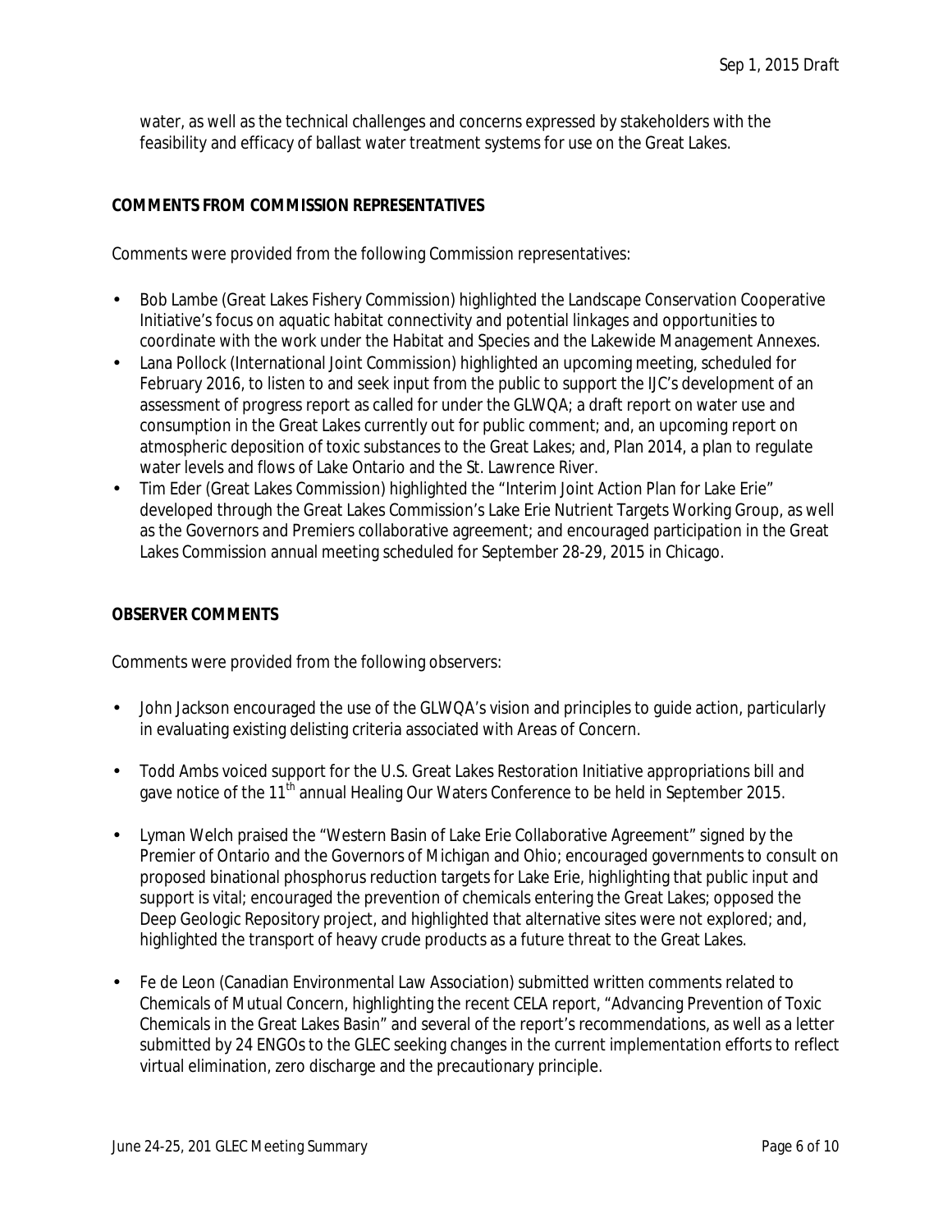water, as well as the technical challenges and concerns expressed by stakeholders with the feasibility and efficacy of ballast water treatment systems for use on the Great Lakes.

**COMMENTS FROM COMMISSION REPRESENTATIVES**

Comments were provided from the following Commission representatives:

- Bob Lambe (Great Lakes Fishery Commission) highlighted the Landscape Conservation Cooperative Initiative's focus on aquatic habitat connectivity and potential linkages and opportunities to coordinate with the work under the Habitat and Species and the Lakewide Management Annexes.
- Lana Pollock (International Joint Commission) highlighted an upcoming meeting, scheduled for February 2016, to listen to and seek input from the public to support the IJC's development of an assessment of progress report as called for under the GLWQA; a draft report on water use and consumption in the Great Lakes currently out for public comment; and, an upcoming report on atmospheric deposition of toxic substances to the Great Lakes; and, Plan 2014, a plan to regulate water levels and flows of Lake Ontario and the St. Lawrence River.
- Tim Eder (Great Lakes Commission) highlighted the "Interim Joint Action Plan for Lake Erie" developed through the Great Lakes Commission's Lake Erie Nutrient Targets Working Group, as well as the Governors and Premiers collaborative agreement; and encouraged participation in the Great Lakes Commission annual meeting scheduled for September 28-29, 2015 in Chicago.

**OBSERVER COMMENTS**

Comments were provided from the following observers:

- John Jackson encouraged the use of the GLWQA's vision and principles to guide action, particularly in evaluating existing delisting criteria associated with Areas of Concern.
- Todd Ambs voiced support for the U.S. Great Lakes Restoration Initiative appropriations bill and gave notice of the 11th annual Healing Our Waters Conference to be held in September 2015.
- Lyman Welch praised the "Western Basin of Lake Erie Collaborative Agreement" signed by the Premier of Ontario and the Governors of Michigan and Ohio; encouraged governments to consult on proposed binational phosphorus reduction targets for Lake Erie, highlighting that public input and support is vital; encouraged the prevention of chemicals entering the Great Lakes; opposed the Deep Geologic Repository project, and highlighted that alternative sites were not explored; and, highlighted the transport of heavy crude products as a future threat to the Great Lakes.
- Fe de Leon (Canadian Environmental Law Association) submitted written comments related to Chemicals of Mutual Concern, highlighting the recent CELA report, "Advancing Prevention of Toxic Chemicals in the Great Lakes Basin" and several of the report's recommendations, as well as a letter submitted by 24 ENGOs to the GLEC seeking changes in the current implementation efforts to reflect virtual elimination, zero discharge and the precautionary principle.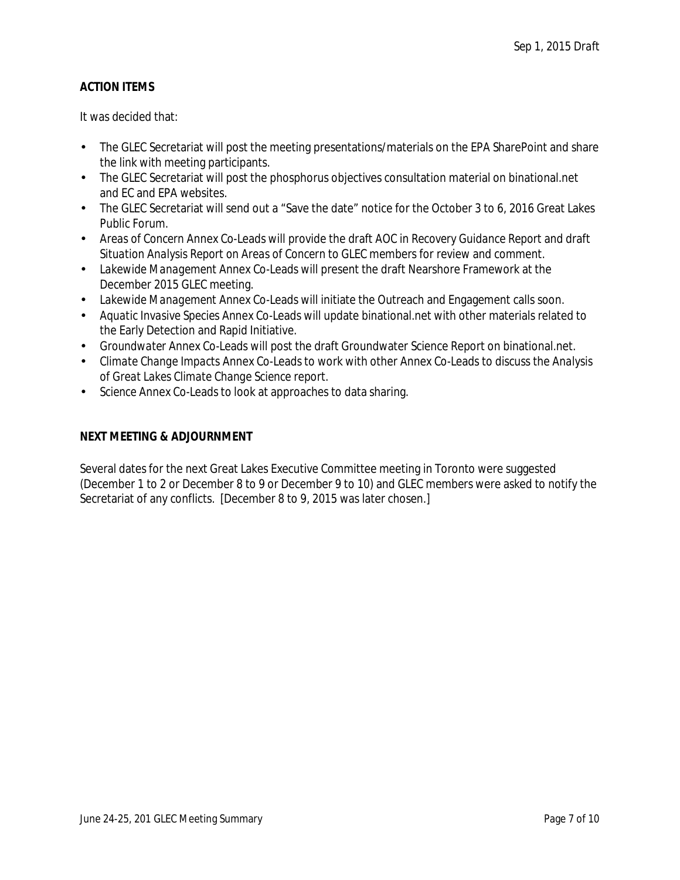## ACTION ITEMS

It was decided that:

- The GLEC Secretariat will post the meeting presentations/materials on the EPA SharePoint and share the link with meeting participants.
- The GLEC Secretariat will post the phosphorus objectives consultation material on binational.net and EC and EPA websites.
- The GLEC Secretariat will send out a "Save the date" notice for the October 3 to 6, 2016 Great Lakes Public Forum.
- Areas of Concern Annex Co-Leads will provide the draft AOC in Recovery Guidance Report and draft Situation Analysis Report on Areas of Concern to GLEC members for review and comment.
- Lakewide Management Annex Co-Leads will present the draft Nearshore Framework at the December 2015 GLEC meeting.
- Lakewide Management Annex Co-Leads will initiate the Outreach and Engagement calls soon.
- Aquatic Invasive Species Annex Co-Leads will update binational.net with other materials related to the Early Detection and Rapid Initiative.
- Groundwater Annex Co-Leads will post the draft Groundwater Science Report on binational.net.
- Climate Change Impacts Annex Co-Leads to work with other Annex Co-Leads to discuss the Analysis of Great Lakes Climate Change Science report.
- Science Annex Co-Leads to look at approaches to data sharing.

## NEXT MEETING & ADJOURNMENT

Several dates for the next Great Lakes Executive Committee meeting in Toronto were suggested (December 1 to 2 or December 8 to 9 or December 9 to 10) and GLEC members were asked to notify the Secretariat of any conflicts. [December 8 to 9, 2015 was later chosen.]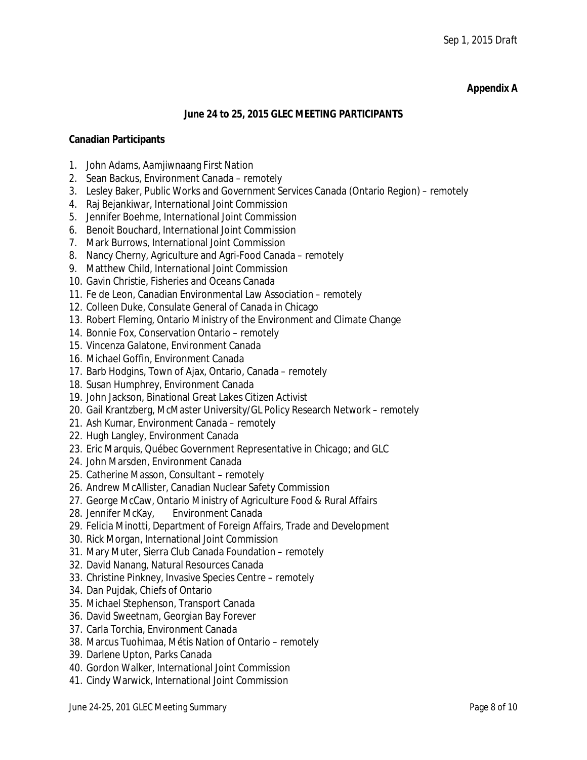**Appendix A**

**June 24 to 25, 2015 GLEC MEETING PARTICIPANTS**

**Canadian Participants**

1. John Adams, Aamjiwnaang First Nation
2. Sean Backus, Environment Canada – remotely
3. Lesley Baker, Public Works and Government Services Canada (Ontario Region) – remotely
4. Raj Bejankiwar, International Joint Commission
5. Jennifer Boehme, International Joint Commission
6. Benoit Bouchard, International Joint Commission
7. Mark Burrows, International Joint Commission
8. Nancy Cherny, Agriculture and Agri-Food Canada – remotely
9. Matthew Child, International Joint Commission
10. Gavin Christie, Fisheries and Oceans Canada
11. Fe de Leon, Canadian Environmental Law Association – remotely
12. Colleen Duke, Consulate General of Canada in Chicago
13. Robert Fleming, Ontario Ministry of the Environment and Climate Change
14. Bonnie Fox, Conservation Ontario – remotely
15. Vincenza Galatone, Environment Canada
16. Michael Goffin, Environment Canada
17. Barb Hodgins, Town of Ajax, Ontario, Canada – remotely
18. Susan Humphrey, Environment Canada
19. John Jackson, Binational Great Lakes Citizen Activist
20. Gail Krantzberg, McMaster University/GL Policy Research Network – remotely
21. Ash Kumar, Environment Canada – remotely
22. Hugh Langley, Environment Canada
23. Eric Marquis, Québec Government Representative in Chicago; and GLC
24. John Marsden, Environment Canada
25. Catherine Masson, Consultant – remotely
26. Andrew McAllister, Canadian Nuclear Safety Commission
27. George McCaw, Ontario Ministry of Agriculture Food & Rural Affairs
28. Jennifer McKay, Environment Canada
29. Felicia Minotti, Department of Foreign Affairs, Trade and Development
30. Rick Morgan, International Joint Commission
31. Mary Muter, Sierra Club Canada Foundation – remotely
32. David Nanang, Natural Resources Canada
33. Christine Pinkney, Invasive Species Centre – remotely
34. Dan Pujdak, Chiefs of Ontario
35. Michael Stephenson, Transport Canada
36. David Sweetnam, Georgian Bay Forever
37. Carla Torchia, Environment Canada
38. Marcus Tuohimaa, Métis Nation of Ontario – remotely
39. Darlene Upton, Parks Canada
40. Gordon Walker, International Joint Commission
41. Cindy Warwick, International Joint Commission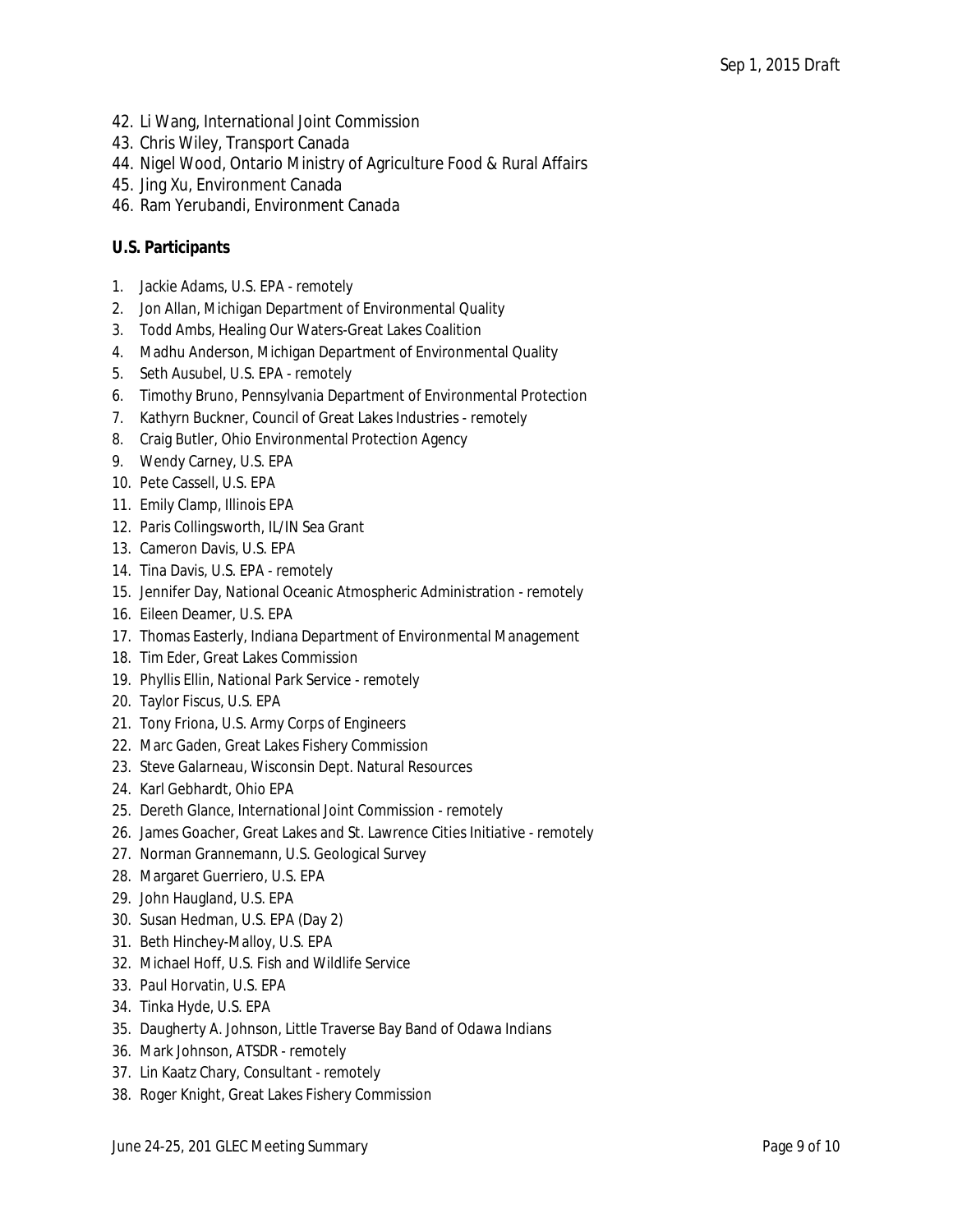42. Li Wang, International Joint Commission
43. Chris Wiley, Transport Canada
44. Nigel Wood, Ontario Ministry of Agriculture Food & Rural Affairs
45. Jing Xu, Environment Canada
46. Ram Yerubandi, Environment Canada

**U.S. Participants**

1. Jackie Adams, U.S. EPA - remotely
2. Jon Allan, Michigan Department of Environmental Quality
3. Todd Ambs, Healing Our Waters-Great Lakes Coalition
4. Madhu Anderson, Michigan Department of Environmental Quality
5. Seth Ausubel, U.S. EPA - remotely
6. Timothy Bruno, Pennsylvania Department of Environmental Protection
7. Kathyrn Buckner, Council of Great Lakes Industries - remotely
8. Craig Butler, Ohio Environmental Protection Agency
9. Wendy Carney, U.S. EPA
10. Pete Cassell, U.S. EPA
11. Emily Clamp, Illinois EPA
12. Paris Collingsworth, IL/IN Sea Grant
13. Cameron Davis, U.S. EPA
14. Tina Davis, U.S. EPA - remotely
15. Jennifer Day, National Oceanic Atmospheric Administration - remotely
16. Eileen Deamer, U.S. EPA
17. Thomas Easterly, Indiana Department of Environmental Management
18. Tim Eder, Great Lakes Commission
19. Phyllis Ellin, National Park Service - remotely
20. Taylor Fiscus, U.S. EPA
21. Tony Friona, U.S. Army Corps of Engineers
22. Marc Gaden, Great Lakes Fishery Commission
23. Steve Galarneau, Wisconsin Dept. Natural Resources
24. Karl Gebhardt, Ohio EPA
25. Dereth Glance, International Joint Commission - remotely
26. James Goacher, Great Lakes and St. Lawrence Cities Initiative - remotely
27. Norman Grannemann, U.S. Geological Survey
28. Margaret Guerriero, U.S. EPA
29. John Haugland, U.S. EPA
30. Susan Hedman, U.S. EPA (Day 2)
31. Beth Hinchey-Malloy, U.S. EPA
32. Michael Hoff, U.S. Fish and Wildlife Service
33. Paul Horvatin, U.S. EPA
34. Tinka Hyde, U.S. EPA
35. Daugherty A. Johnson, Little Traverse Bay Band of Odawa Indians
36. Mark Johnson, ATSDR - remotely
37. Lin Kaatz Chary, Consultant - remotely
38. Roger Knight, Great Lakes Fishery Commission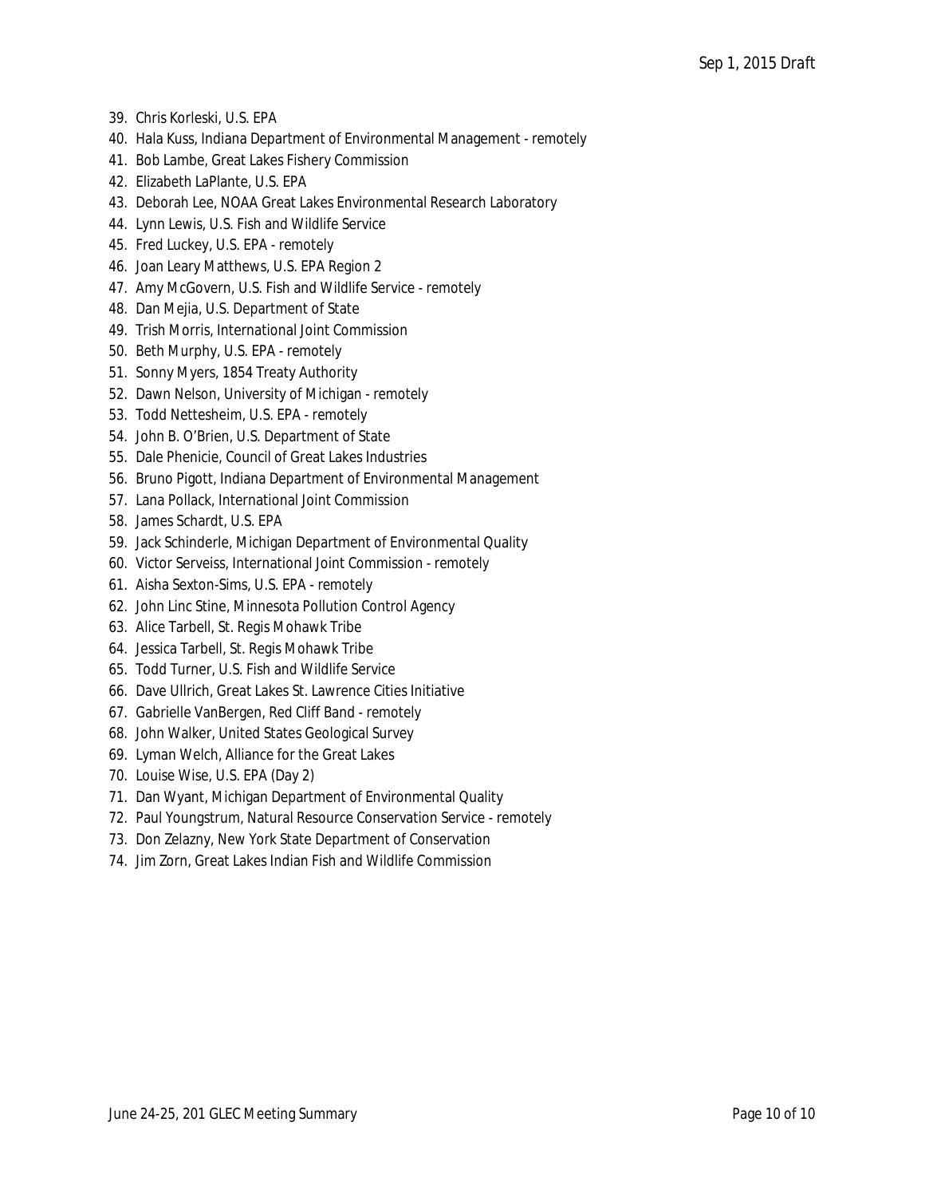39. Chris Korleski, U.S. EPA
40. Hala Kuss, Indiana Department of Environmental Management - remotely
41. Bob Lambe, Great Lakes Fishery Commission
42. Elizabeth LaPlante, U.S. EPA
43. Deborah Lee, NOAA Great Lakes Environmental Research Laboratory
44. Lynn Lewis, U.S. Fish and Wildlife Service
45. Fred Luckey, U.S. EPA - remotely
46. Joan Leary Matthews, U.S. EPA Region 2
47. Amy McGovern, U.S. Fish and Wildlife Service - remotely
48. Dan Mejia, U.S. Department of State
49. Trish Morris, International Joint Commission
50. Beth Murphy, U.S. EPA - remotely
51. Sonny Myers, 1854 Treaty Authority
52. Dawn Nelson, University of Michigan - remotely
53. Todd Nettesheim, U.S. EPA - remotely
54. John B. O'Brien, U.S. Department of State
55. Dale Phenicie, Council of Great Lakes Industries
56. Bruno Pigott, Indiana Department of Environmental Management
57. Lana Pollack, International Joint Commission
58. James Schardt, U.S. EPA
59. Jack Schinderle, Michigan Department of Environmental Quality
60. Victor Serveiss, International Joint Commission - remotely
61. Aisha Sexton-Sims, U.S. EPA - remotely
62. John Linc Stine, Minnesota Pollution Control Agency
63. Alice Tarbell, St. Regis Mohawk Tribe
64. Jessica Tarbell, St. Regis Mohawk Tribe
65. Todd Turner, U.S. Fish and Wildlife Service
66. Dave Ullrich, Great Lakes St. Lawrence Cities Initiative
67. Gabrielle VanBergen, Red Cliff Band - remotely
68. John Walker, United States Geological Survey
69. Lyman Welch, Alliance for the Great Lakes
70. Louise Wise, U.S. EPA (Day 2)
71. Dan Wyant, Michigan Department of Environmental Quality
72. Paul Youngstrum, Natural Resource Conservation Service - remotely
73. Don Zelazny, New York State Department of Conservation
74. Jim Zorn, Great Lakes Indian Fish and Wildlife Commission